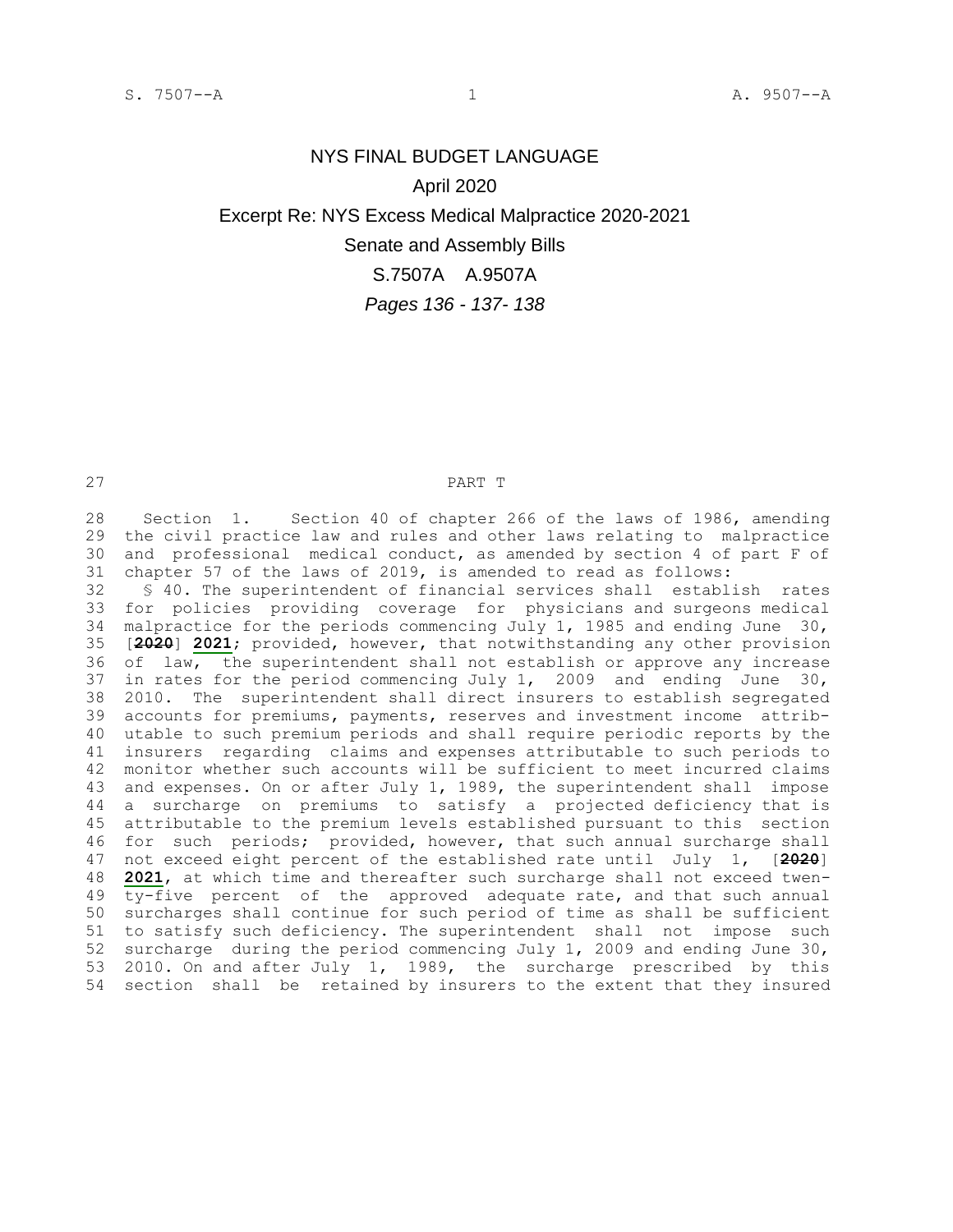NYS FINAL BUDGET LANGUAGE

April 2020

Excerpt Re: NYS Excess Medical Malpractice 2020-2021

Senate and Assembly Bills

S.7507A A.9507A

*Pages 136 - 137- 138*

PART T

Section 1. Section 40 of chapter 266 of the laws of 1986, amending the civil practice law and rules and other laws relating to malpractice and professional medical conduct, as amended by section 4 of part F of chapter 57 of the laws of 2019, is amended to read as follows:

§ 40. The superintendent of financial services shall establish rates for policies providing coverage for physicians and surgeons medical malpractice for the periods commencing July 1, 1985 and ending June 30, [~~**2020**~~] **2021**; provided, however, that notwithstanding any other provision of law, the superintendent shall not establish or approve any increase in rates for the period commencing July 1, 2009 and ending June 30, 2010. The superintendent shall direct insurers to establish segregated accounts for premiums, payments, reserves and investment income attributable to such premium periods and shall require periodic reports by the insurers regarding claims and expenses attributable to such periods to monitor whether such accounts will be sufficient to meet incurred claims and expenses. On or after July 1, 1989, the superintendent shall impose a surcharge on premiums to satisfy a projected deficiency that is attributable to the premium levels established pursuant to this section for such periods; provided, however, that such annual surcharge shall not exceed eight percent of the established rate until July 1, [~~**2020**~~] **2021**, at which time and thereafter such surcharge shall not exceed twenty-five percent of the approved adequate rate, and that such annual surcharges shall continue for such period of time as shall be sufficient to satisfy such deficiency. The superintendent shall not impose such surcharge during the period commencing July 1, 2009 and ending June 30, 2010. On and after July 1, 1989, the surcharge prescribed by this section shall be retained by insurers to the extent that they insured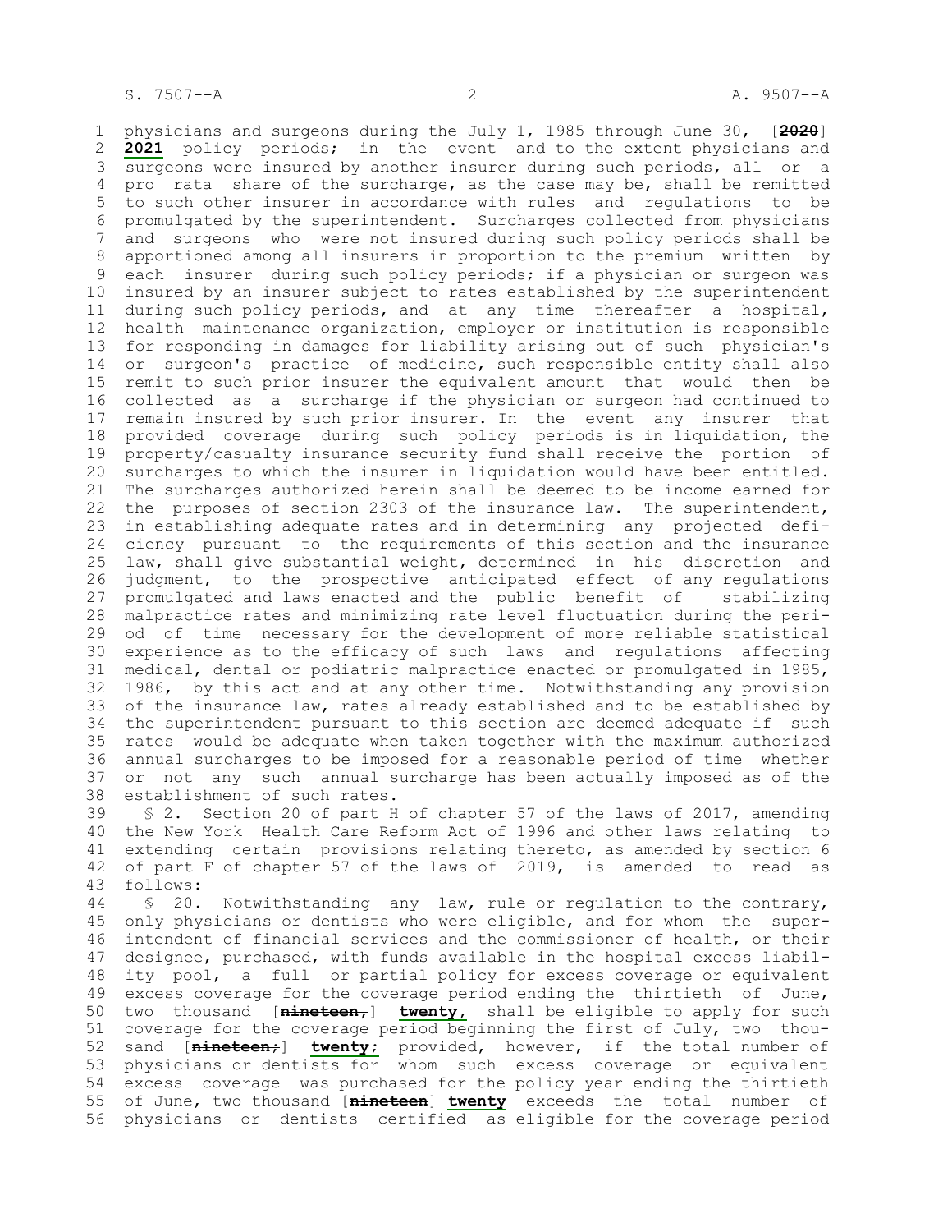physicians and surgeons during the July 1, 1985 through June 30, [**2020**] **2021** policy periods; in the event and to the extent physicians and surgeons were insured by another insurer during such periods, all or a pro rata share of the surcharge, as the case may be, shall be remitted to such other insurer in accordance with rules and regulations to be promulgated by the superintendent. Surcharges collected from physicians and surgeons who were not insured during such policy periods shall be apportioned among all insurers in proportion to the premium written by each insurer during such policy periods; if a physician or surgeon was insured by an insurer subject to rates established by the superintendent during such policy periods, and at any time thereafter a hospital, health maintenance organization, employer or institution is responsible for responding in damages for liability arising out of such physician's or surgeon's practice of medicine, such responsible entity shall also remit to such prior insurer the equivalent amount that would then be collected as a surcharge if the physician or surgeon had continued to remain insured by such prior insurer. In the event any insurer that provided coverage during such policy periods is in liquidation, the property/casualty insurance security fund shall receive the portion of surcharges to which the insurer in liquidation would have been entitled. The surcharges authorized herein shall be deemed to be income earned for the purposes of section 2303 of the insurance law. The superintendent, in establishing adequate rates and in determining any projected deficiency pursuant to the requirements of this section and the insurance law, shall give substantial weight, determined in his discretion and judgment, to the prospective anticipated effect of any regulations promulgated and laws enacted and the public benefit of stabilizing malpractice rates and minimizing rate level fluctuation during the period of time necessary for the development of more reliable statistical experience as to the efficacy of such laws and regulations affecting medical, dental or podiatric malpractice enacted or promulgated in 1985, 1986, by this act and at any other time. Notwithstanding any provision of the insurance law, rates already established and to be established by the superintendent pursuant to this section are deemed adequate if such rates would be adequate when taken together with the maximum authorized annual surcharges to be imposed for a reasonable period of time whether or not any such annual surcharge has been actually imposed as of the establishment of such rates.

§ 2. Section 20 of part H of chapter 57 of the laws of 2017, amending the New York Health Care Reform Act of 1996 and other laws relating to extending certain provisions relating thereto, as amended by section 6 of part F of chapter 57 of the laws of 2019, is amended to read as follows:

§ 20. Notwithstanding any law, rule or regulation to the contrary, only physicians or dentists who were eligible, and for whom the superintendent of financial services and the commissioner of health, or their designee, purchased, with funds available in the hospital excess liability pool, a full or partial policy for excess coverage or equivalent excess coverage for the coverage period ending the thirtieth of June, two thousand [**nineteen,**] **twenty**, shall be eligible to apply for such coverage for the coverage period beginning the first of July, two thousand [**nineteen;**] **twenty**; provided, however, if the total number of physicians or dentists for whom such excess coverage or equivalent excess coverage was purchased for the policy year ending the thirtieth of June, two thousand [**nineteen**] **twenty** exceeds the total number of physicians or dentists certified as eligible for the coverage period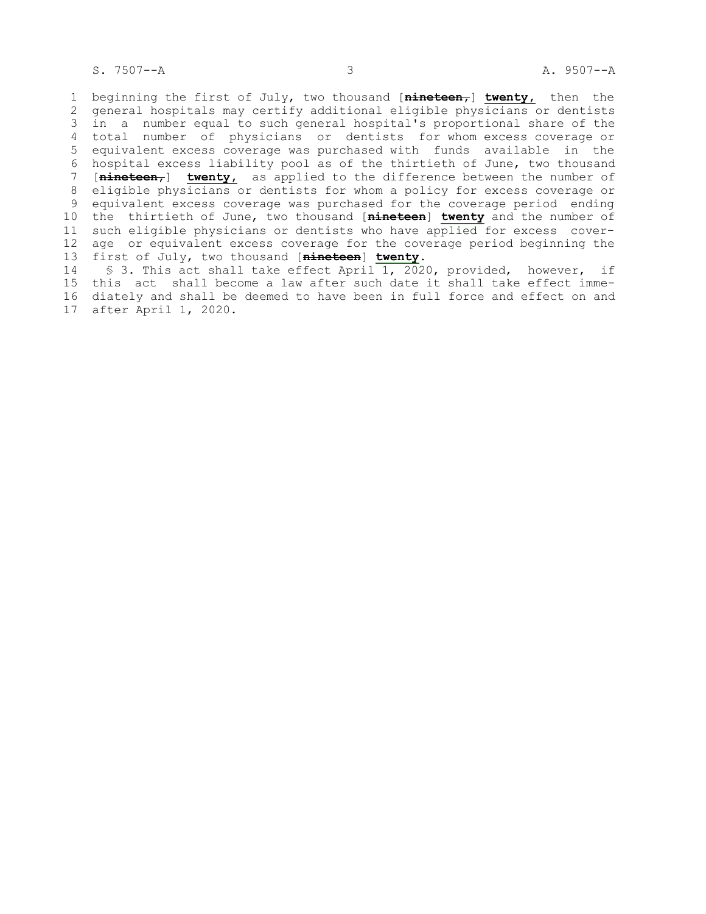beginning the first of July, two thousand [~~nineteen,~~] **twenty,** then the general hospitals may certify additional eligible physicians or dentists in a number equal to such general hospital's proportional share of the total number of physicians or dentists for whom excess coverage or equivalent excess coverage was purchased with funds available in the hospital excess liability pool as of the thirtieth of June, two thousand [~~nineteen,~~] **twenty,** as applied to the difference between the number of eligible physicians or dentists for whom a policy for excess coverage or equivalent excess coverage was purchased for the coverage period ending the thirtieth of June, two thousand [~~nineteen~~] **twenty** and the number of such eligible physicians or dentists who have applied for excess coverage or equivalent excess coverage for the coverage period beginning the first of July, two thousand [~~nineteen~~] **twenty**.

§ 3. This act shall take effect April 1, 2020, provided, however, if this act shall become a law after such date it shall take effect immediately and shall be deemed to have been in full force and effect on and after April 1, 2020.